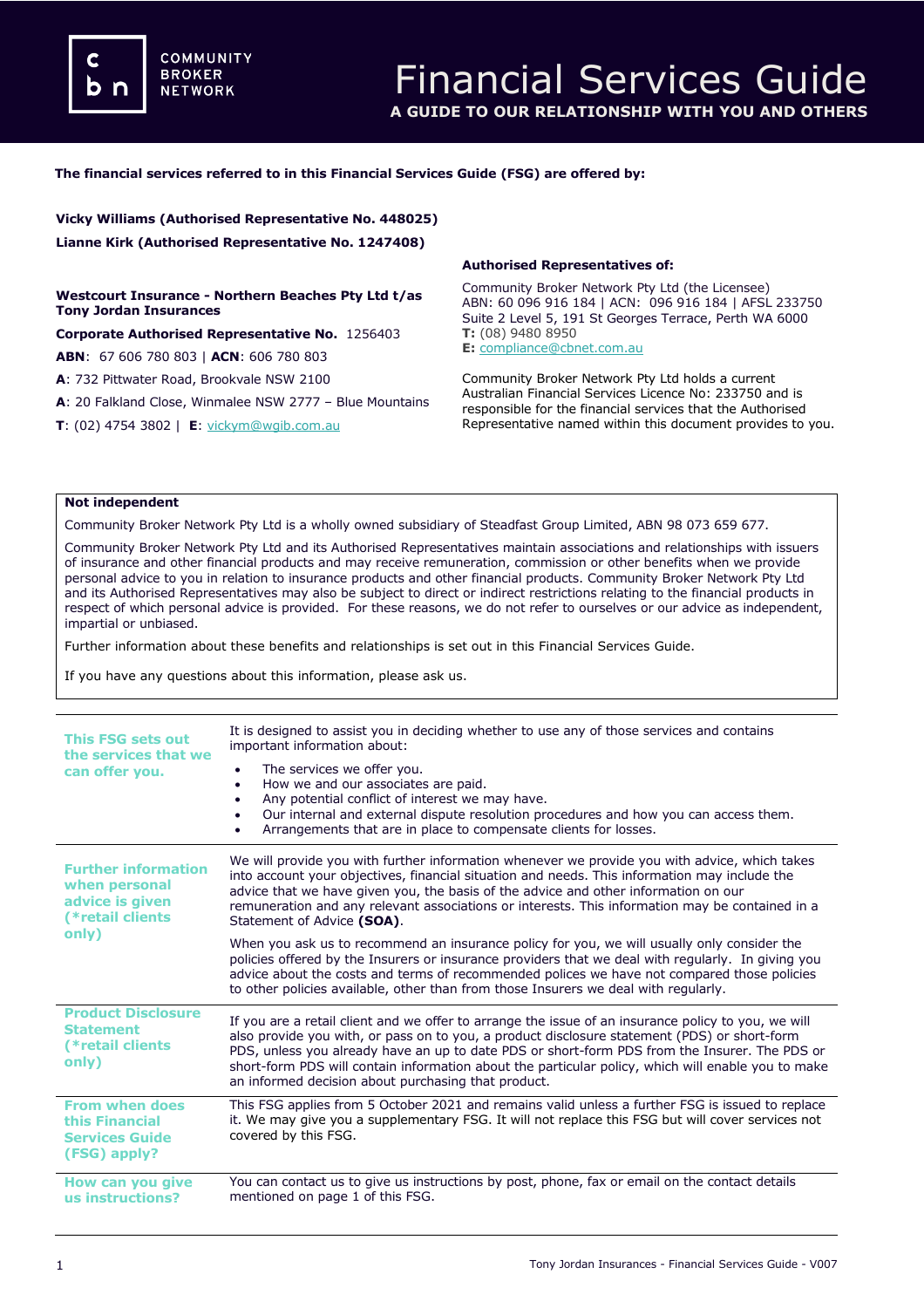COMMUNITY BROKER NETWORK

# Financial Services Guide

**A GUIDE TO OUR RELATIONSHIP WITH YOU AND OTHERS**

**The financial services referred to in this Financial Services Guide (FSG) are offered by:**

**Vicky Williams (Authorised Representative No. 448025)**

**Lianne Kirk (Authorised Representative No. 1247408)**

**Westcourt Insurance - Northern Beaches Pty Ltd t/as Tony Jordan Insurances**

**Corporate Authorised Representative No.** 1256403

**ABN**: 67 606 780 803 | **ACN**: 606 780 803

**A**: 732 Pittwater Road, Brookvale NSW 2100

**A**: 20 Falkland Close, Winmalee NSW 2777 – Blue Mountains

**T**: (02) 4754 3802 | **E**: vickym@wgib.com.au

**Authorised Representatives of:**

Community Broker Network Pty Ltd (the Licensee)
ABN: 60 096 916 184 | ACN: 096 916 184 | AFSL 233750
Suite 2 Level 5, 191 St Georges Terrace, Perth WA 6000
**T:** (08) 9480 8950
**E:** compliance@cbnet.com.au

Community Broker Network Pty Ltd holds a current Australian Financial Services Licence No: 233750 and is responsible for the financial services that the Authorised Representative named within this document provides to you.

**Not independent**

Community Broker Network Pty Ltd is a wholly owned subsidiary of Steadfast Group Limited, ABN 98 073 659 677.

Community Broker Network Pty Ltd and its Authorised Representatives maintain associations and relationships with issuers of insurance and other financial products and may receive remuneration, commission or other benefits when we provide personal advice to you in relation to insurance products and other financial products. Community Broker Network Pty Ltd and its Authorised Representatives may also be subject to direct or indirect restrictions relating to the financial products in respect of which personal advice is provided. For these reasons, we do not refer to ourselves or our advice as independent, impartial or unbiased.

Further information about these benefits and relationships is set out in this Financial Services Guide.

If you have any questions about this information, please ask us.

**This FSG sets out the services that we can offer you.**

It is designed to assist you in deciding whether to use any of those services and contains important information about:

- The services we offer you.
- How we and our associates are paid.
- Any potential conflict of interest we may have.
- Our internal and external dispute resolution procedures and how you can access them.
- Arrangements that are in place to compensate clients for losses.

**Further information when personal advice is given (*retail clients only)**

We will provide you with further information whenever we provide you with advice, which takes into account your objectives, financial situation and needs. This information may include the advice that we have given you, the basis of the advice and other information on our remuneration and any relevant associations or interests. This information may be contained in a Statement of Advice **(SOA)**.

When you ask us to recommend an insurance policy for you, we will usually only consider the policies offered by the Insurers or insurance providers that we deal with regularly. In giving you advice about the costs and terms of recommended polices we have not compared those policies to other policies available, other than from those Insurers we deal with regularly.

**Product Disclosure Statement (*retail clients only)**

If you are a retail client and we offer to arrange the issue of an insurance policy to you, we will also provide you with, or pass on to you, a product disclosure statement (PDS) or short-form PDS, unless you already have an up to date PDS or short-form PDS from the Insurer. The PDS or short-form PDS will contain information about the particular policy, which will enable you to make an informed decision about purchasing that product.

**From when does this Financial Services Guide (FSG) apply?**

This FSG applies from 5 October 2021 and remains valid unless a further FSG is issued to replace it. We may give you a supplementary FSG. It will not replace this FSG but will cover services not covered by this FSG.

**How can you give us instructions?**

You can contact us to give us instructions by post, phone, fax or email on the contact details mentioned on page 1 of this FSG.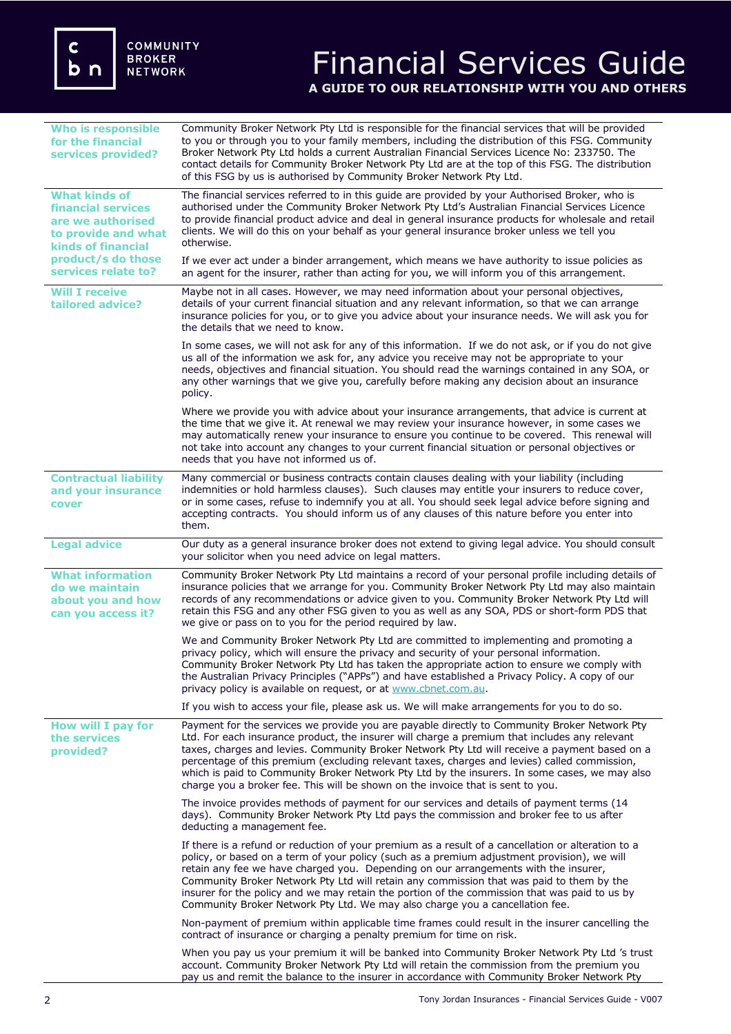# Financial Services Guide

**A GUIDE TO OUR RELATIONSHIP WITH YOU AND OTHERS**

| | |
|---|---|
| **Who is responsible for the financial services provided?** | Community Broker Network Pty Ltd is responsible for the financial services that will be provided to you or through you to your family members, including the distribution of this FSG. Community Broker Network Pty Ltd holds a current Australian Financial Services Licence No: 233750. The contact details for Community Broker Network Pty Ltd are at the top of this FSG. The distribution of this FSG by us is authorised by Community Broker Network Pty Ltd. |
| **What kinds of financial services are we authorised to provide and what kinds of financial product/s do those services relate to?** | The financial services referred to in this guide are provided by your Authorised Broker, who is authorised under the Community Broker Network Pty Ltd's Australian Financial Services Licence to provide financial product advice and deal in general insurance products for wholesale and retail clients. We will do this on your behalf as your general insurance broker unless we tell you otherwise.<br><br>If we ever act under a binder arrangement, which means we have authority to issue policies as an agent for the insurer, rather than acting for you, we will inform you of this arrangement. |
| **Will I receive tailored advice?** | Maybe not in all cases. However, we may need information about your personal objectives, details of your current financial situation and any relevant information, so that we can arrange insurance policies for you, or to give you advice about your insurance needs. We will ask you for the details that we need to know.<br><br>In some cases, we will not ask for any of this information. If we do not ask, or if you do not give us all of the information we ask for, any advice you receive may not be appropriate to your needs, objectives and financial situation. You should read the warnings contained in any SOA, or any other warnings that we give you, carefully before making any decision about an insurance policy.<br><br>Where we provide you with advice about your insurance arrangements, that advice is current at the time that we give it. At renewal we may review your insurance however, in some cases we may automatically renew your insurance to ensure you continue to be covered. This renewal will not take into account any changes to your current financial situation or personal objectives or needs that you have not informed us of. |
| **Contractual liability and your insurance cover** | Many commercial or business contracts contain clauses dealing with your liability (including indemnities or hold harmless clauses). Such clauses may entitle your insurers to reduce cover, or in some cases, refuse to indemnify you at all. You should seek legal advice before signing and accepting contracts. You should inform us of any clauses of this nature before you enter into them. |
| **Legal advice** | Our duty as a general insurance broker does not extend to giving legal advice. You should consult your solicitor when you need advice on legal matters. |
| **What information do we maintain about you and how can you access it?** | Community Broker Network Pty Ltd maintains a record of your personal profile including details of insurance policies that we arrange for you. Community Broker Network Pty Ltd may also maintain records of any recommendations or advice given to you. Community Broker Network Pty Ltd will retain this FSG and any other FSG given to you as well as any SOA, PDS or short-form PDS that we give or pass on to you for the period required by law.<br><br>We and Community Broker Network Pty Ltd are committed to implementing and promoting a privacy policy, which will ensure the privacy and security of your personal information. Community Broker Network Pty Ltd has taken the appropriate action to ensure we comply with the Australian Privacy Principles ("APPs") and have established a Privacy Policy. A copy of our privacy policy is available on request, or at www.cbnet.com.au.<br><br>If you wish to access your file, please ask us. We will make arrangements for you to do so. |
| **How will I pay for the services provided?** | Payment for the services we provide you are payable directly to Community Broker Network Pty Ltd. For each insurance product, the insurer will charge a premium that includes any relevant taxes, charges and levies. Community Broker Network Pty Ltd will receive a payment based on a percentage of this premium (excluding relevant taxes, charges and levies) called commission, which is paid to Community Broker Network Pty Ltd by the insurers. In some cases, we may also charge you a broker fee. This will be shown on the invoice that is sent to you.<br><br>The invoice provides methods of payment for our services and details of payment terms (14 days). Community Broker Network Pty Ltd pays the commission and broker fee to us after deducting a management fee.<br><br>If there is a refund or reduction of your premium as a result of a cancellation or alteration to a policy, or based on a term of your policy (such as a premium adjustment provision), we will retain any fee we have charged you. Depending on our arrangements with the insurer, Community Broker Network Pty Ltd will retain any commission that was paid to them by the insurer for the policy and we may retain the portion of the commission that was paid to us by Community Broker Network Pty Ltd. We may also charge you a cancellation fee.<br><br>Non-payment of premium within applicable time frames could result in the insurer cancelling the contract of insurance or charging a penalty premium for time on risk.<br><br>When you pay us your premium it will be banked into Community Broker Network Pty Ltd 's trust account. Community Broker Network Pty Ltd will retain the commission from the premium you pay us and remit the balance to the insurer in accordance with Community Broker Network Pty |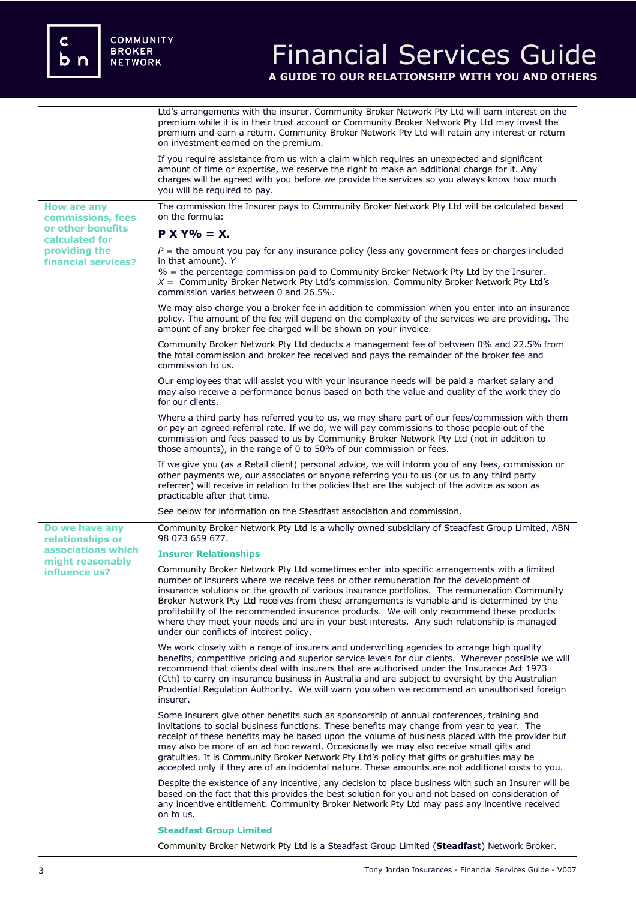Ltd's arrangements with the insurer. Community Broker Network Pty Ltd will earn interest on the premium while it is in their trust account or Community Broker Network Pty Ltd may invest the premium and earn a return. Community Broker Network Pty Ltd will retain any interest or return on investment earned on the premium.

If you require assistance from us with a claim which requires an unexpected and significant amount of time or expertise, we reserve the right to make an additional charge for it. Any charges will be agreed with you before we provide the services so you always know how much you will be required to pay.

## How are any commissions, fees or other benefits calculated for providing the financial services?

The commission the Insurer pays to Community Broker Network Pty Ltd will be calculated based on the formula:

**P X Y% = X.**

*P* = the amount you pay for any insurance policy (less any government fees or charges included in that amount). *Y*
*%* = the percentage commission paid to Community Broker Network Pty Ltd by the Insurer.
*X* = Community Broker Network Pty Ltd's commission. Community Broker Network Pty Ltd's commission varies between 0 and 26.5%.

We may also charge you a broker fee in addition to commission when you enter into an insurance policy. The amount of the fee will depend on the complexity of the services we are providing. The amount of any broker fee charged will be shown on your invoice.

Community Broker Network Pty Ltd deducts a management fee of between 0% and 22.5% from the total commission and broker fee received and pays the remainder of the broker fee and commission to us.

Our employees that will assist you with your insurance needs will be paid a market salary and may also receive a performance bonus based on both the value and quality of the work they do for our clients.

Where a third party has referred you to us, we may share part of our fees/commission with them or pay an agreed referral rate. If we do, we will pay commissions to those people out of the commission and fees passed to us by Community Broker Network Pty Ltd (not in addition to those amounts), in the range of 0 to 50% of our commission or fees.

If we give you (as a Retail client) personal advice, we will inform you of any fees, commission or other payments we, our associates or anyone referring you to us (or us to any third party referrer) will receive in relation to the policies that are the subject of the advice as soon as practicable after that time.

See below for information on the Steadfast association and commission.

## Do we have any relationships or associations which might reasonably influence us?

Community Broker Network Pty Ltd is a wholly owned subsidiary of Steadfast Group Limited, ABN 98 073 659 677.

### Insurer Relationships

Community Broker Network Pty Ltd sometimes enter into specific arrangements with a limited number of insurers where we receive fees or other remuneration for the development of insurance solutions or the growth of various insurance portfolios. The remuneration Community Broker Network Pty Ltd receives from these arrangements is variable and is determined by the profitability of the recommended insurance products. We will only recommend these products where they meet your needs and are in your best interests. Any such relationship is managed under our conflicts of interest policy.

We work closely with a range of insurers and underwriting agencies to arrange high quality benefits, competitive pricing and superior service levels for our clients. Wherever possible we will recommend that clients deal with insurers that are authorised under the Insurance Act 1973 (Cth) to carry on insurance business in Australia and are subject to oversight by the Australian Prudential Regulation Authority. We will warn you when we recommend an unauthorised foreign insurer.

Some insurers give other benefits such as sponsorship of annual conferences, training and invitations to social business functions. These benefits may change from year to year. The receipt of these benefits may be based upon the volume of business placed with the provider but may also be more of an ad hoc reward. Occasionally we may also receive small gifts and gratuities. It is Community Broker Network Pty Ltd's policy that gifts or gratuities may be accepted only if they are of an incidental nature. These amounts are not additional costs to you.

Despite the existence of any incentive, any decision to place business with such an Insurer will be based on the fact that this provides the best solution for you and not based on consideration of any incentive entitlement. Community Broker Network Pty Ltd may pass any incentive received on to us.

### Steadfast Group Limited

Community Broker Network Pty Ltd is a Steadfast Group Limited (**Steadfast**) Network Broker.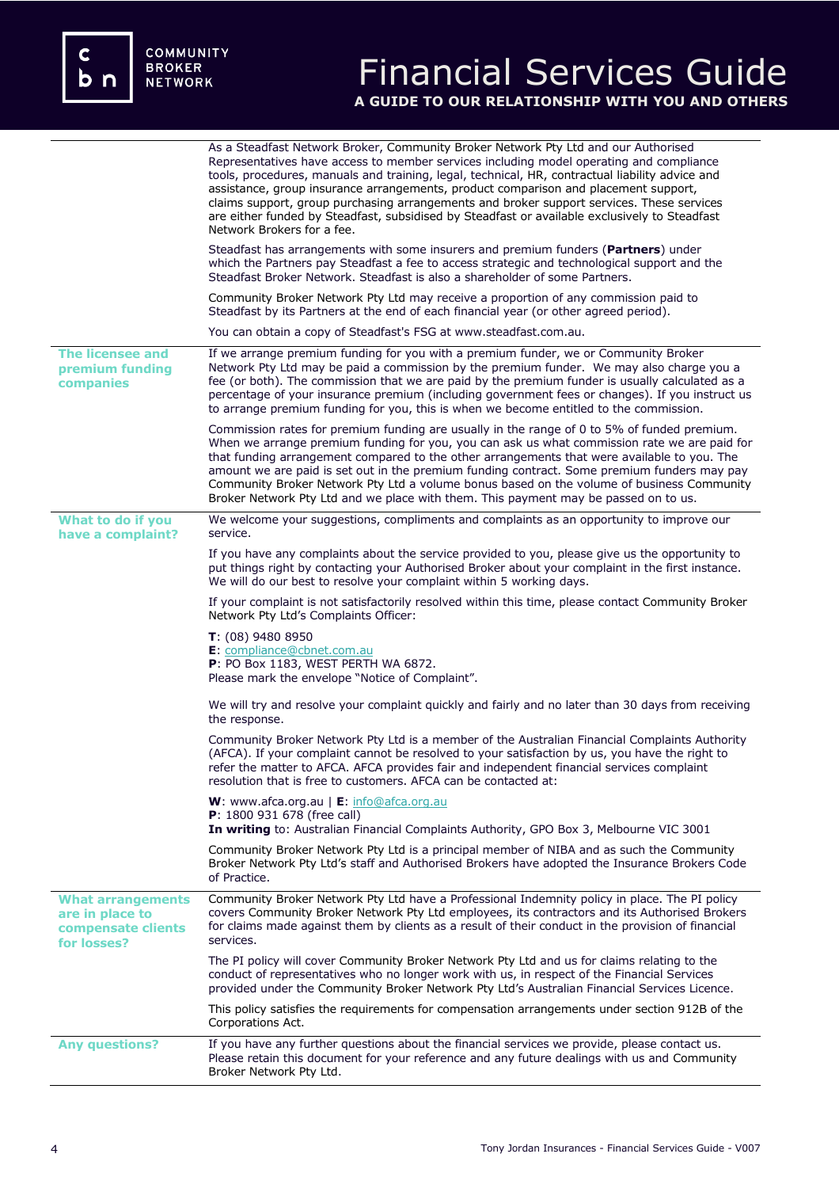As a Steadfast Network Broker, Community Broker Network Pty Ltd and our Authorised Representatives have access to member services including model operating and compliance tools, procedures, manuals and training, legal, technical, HR, contractual liability advice and assistance, group insurance arrangements, product comparison and placement support, claims support, group purchasing arrangements and broker support services. These services are either funded by Steadfast, subsidised by Steadfast or available exclusively to Steadfast Network Brokers for a fee.

Steadfast has arrangements with some insurers and premium funders (**Partners**) under which the Partners pay Steadfast a fee to access strategic and technological support and the Steadfast Broker Network. Steadfast is also a shareholder of some Partners.

Community Broker Network Pty Ltd may receive a proportion of any commission paid to Steadfast by its Partners at the end of each financial year (or other agreed period).

You can obtain a copy of Steadfast's FSG at www.steadfast.com.au.

## The licensee and premium funding companies

If we arrange premium funding for you with a premium funder, we or Community Broker Network Pty Ltd may be paid a commission by the premium funder. We may also charge you a fee (or both). The commission that we are paid by the premium funder is usually calculated as a percentage of your insurance premium (including government fees or changes). If you instruct us to arrange premium funding for you, this is when we become entitled to the commission.

Commission rates for premium funding are usually in the range of 0 to 5% of funded premium. When we arrange premium funding for you, you can ask us what commission rate we are paid for that funding arrangement compared to the other arrangements that were available to you. The amount we are paid is set out in the premium funding contract. Some premium funders may pay Community Broker Network Pty Ltd a volume bonus based on the volume of business Community Broker Network Pty Ltd and we place with them. This payment may be passed on to us.

## What to do if you have a complaint?

We welcome your suggestions, compliments and complaints as an opportunity to improve our service.

If you have any complaints about the service provided to you, please give us the opportunity to put things right by contacting your Authorised Broker about your complaint in the first instance. We will do our best to resolve your complaint within 5 working days.

If your complaint is not satisfactorily resolved within this time, please contact Community Broker Network Pty Ltd's Complaints Officer:

**T**: (08) 9480 8950
**E**: compliance@cbnet.com.au
**P**: PO Box 1183, WEST PERTH WA 6872.
Please mark the envelope "Notice of Complaint".

We will try and resolve your complaint quickly and fairly and no later than 30 days from receiving the response.

Community Broker Network Pty Ltd is a member of the Australian Financial Complaints Authority (AFCA). If your complaint cannot be resolved to your satisfaction by us, you have the right to refer the matter to AFCA. AFCA provides fair and independent financial services complaint resolution that is free to customers. AFCA can be contacted at:

**W**: www.afca.org.au | **E**: info@afca.org.au
**P**: 1800 931 678 (free call)
**In writing** to: Australian Financial Complaints Authority, GPO Box 3, Melbourne VIC 3001

Community Broker Network Pty Ltd is a principal member of NIBA and as such the Community Broker Network Pty Ltd's staff and Authorised Brokers have adopted the Insurance Brokers Code of Practice.

## What arrangements are in place to compensate clients for losses?

Community Broker Network Pty Ltd have a Professional Indemnity policy in place. The PI policy covers Community Broker Network Pty Ltd employees, its contractors and its Authorised Brokers for claims made against them by clients as a result of their conduct in the provision of financial services.

The PI policy will cover Community Broker Network Pty Ltd and us for claims relating to the conduct of representatives who no longer work with us, in respect of the Financial Services provided under the Community Broker Network Pty Ltd's Australian Financial Services Licence.

This policy satisfies the requirements for compensation arrangements under section 912B of the Corporations Act.

## Any questions?

If you have any further questions about the financial services we provide, please contact us. Please retain this document for your reference and any future dealings with us and Community Broker Network Pty Ltd.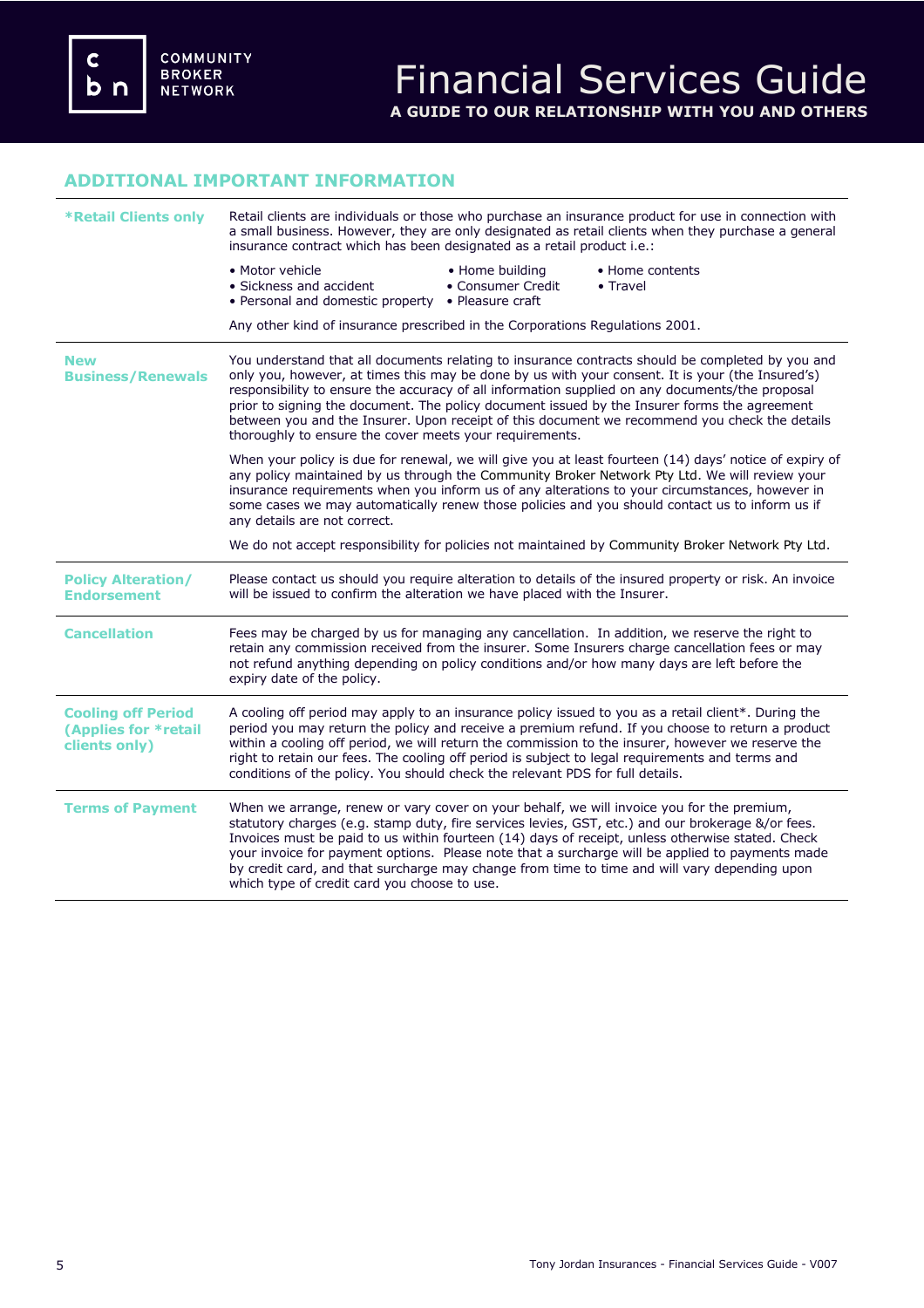## ADDITIONAL IMPORTANT INFORMATION

| | |
|---|---|
| **\*Retail Clients only** | Retail clients are individuals or those who purchase an insurance product for use in connection with a small business. However, they are only designated as retail clients when they purchase a general insurance contract which has been designated as a retail product i.e.:<br>• Motor vehicle • Home building • Home contents<br>• Sickness and accident • Consumer Credit • Travel<br>• Personal and domestic property • Pleasure craft<br>Any other kind of insurance prescribed in the Corporations Regulations 2001. |
| **New Business/Renewals** | You understand that all documents relating to insurance contracts should be completed by you and only you, however, at times this may be done by us with your consent. It is your (the Insured's) responsibility to ensure the accuracy of all information supplied on any documents/the proposal prior to signing the document. The policy document issued by the Insurer forms the agreement between you and the Insurer. Upon receipt of this document we recommend you check the details thoroughly to ensure the cover meets your requirements.<br>When your policy is due for renewal, we will give you at least fourteen (14) days' notice of expiry of any policy maintained by us through the Community Broker Network Pty Ltd. We will review your insurance requirements when you inform us of any alterations to your circumstances, however in some cases we may automatically renew those policies and you should contact us to inform us if any details are not correct.<br>We do not accept responsibility for policies not maintained by Community Broker Network Pty Ltd. |
| **Policy Alteration/ Endorsement** | Please contact us should you require alteration to details of the insured property or risk. An invoice will be issued to confirm the alteration we have placed with the Insurer. |
| **Cancellation** | Fees may be charged by us for managing any cancellation. In addition, we reserve the right to retain any commission received from the insurer. Some Insurers charge cancellation fees or may not refund anything depending on policy conditions and/or how many days are left before the expiry date of the policy. |
| **Cooling off Period (Applies for \*retail clients only)** | A cooling off period may apply to an insurance policy issued to you as a retail client\*. During the period you may return the policy and receive a premium refund. If you choose to return a product within a cooling off period, we will return the commission to the insurer, however we reserve the right to retain our fees. The cooling off period is subject to legal requirements and terms and conditions of the policy. You should check the relevant PDS for full details. |
| **Terms of Payment** | When we arrange, renew or vary cover on your behalf, we will invoice you for the premium, statutory charges (e.g. stamp duty, fire services levies, GST, etc.) and our brokerage &/or fees. Invoices must be paid to us within fourteen (14) days of receipt, unless otherwise stated. Check your invoice for payment options. Please note that a surcharge will be applied to payments made by credit card, and that surcharge may change from time to time and will vary depending upon which type of credit card you choose to use. |